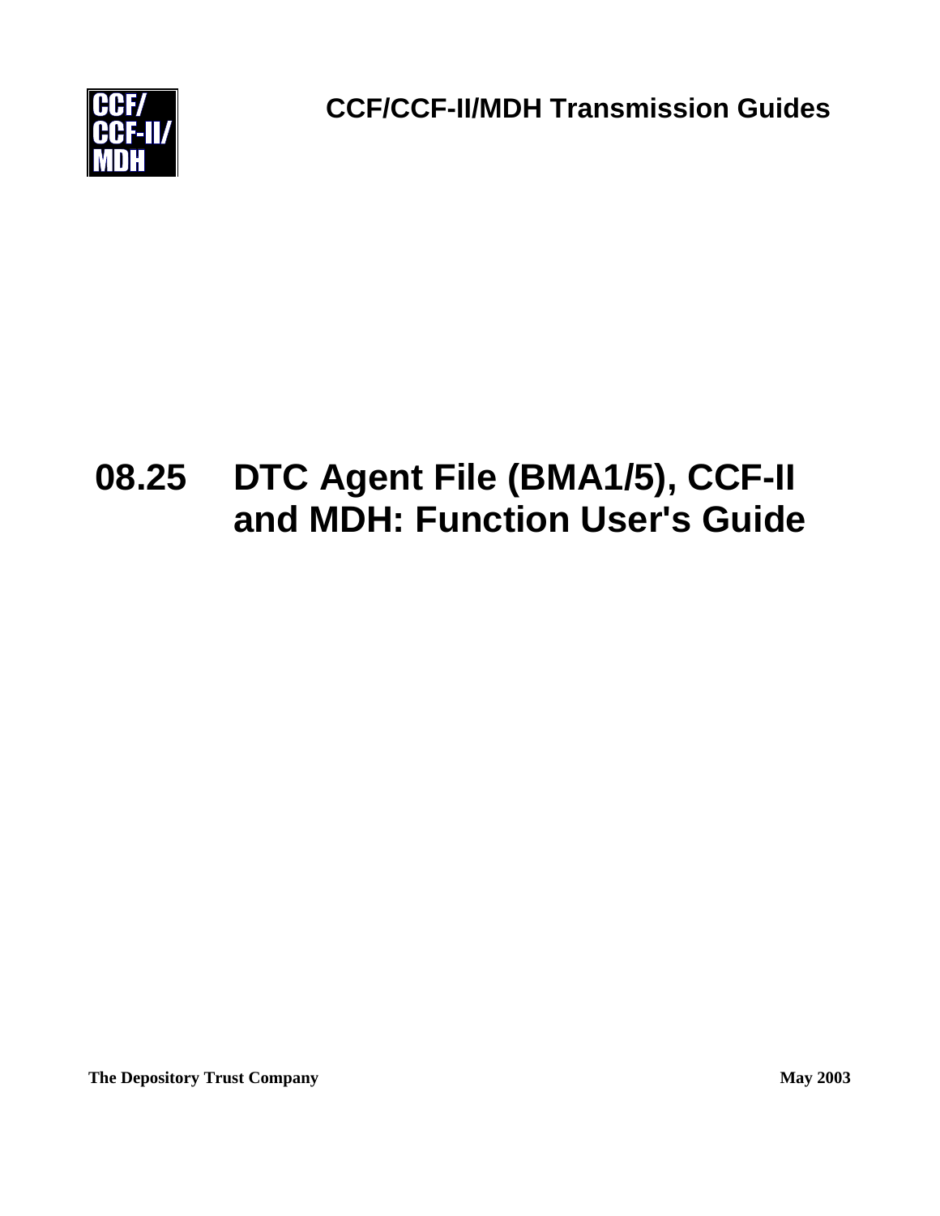CCF/
CCF-II/
MDH

**CCF/CCF-II/MDH Transmission Guides**

# 08.25 DTC Agent File (BMA1/5), CCF-II and MDH: Function User's Guide

**The Depository Trust Company** **May 2003**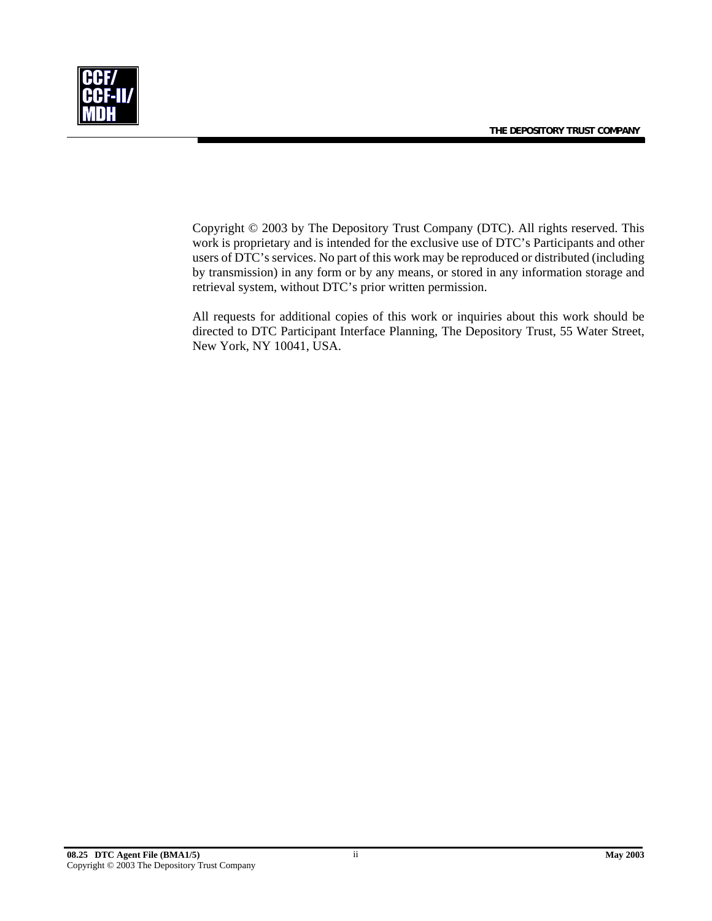Copyright © 2003 by The Depository Trust Company (DTC). All rights reserved. This work is proprietary and is intended for the exclusive use of DTC's Participants and other users of DTC's services. No part of this work may be reproduced or distributed (including by transmission) in any form or by any means, or stored in any information storage and retrieval system, without DTC's prior written permission.

All requests for additional copies of this work or inquiries about this work should be directed to DTC Participant Interface Planning, The Depository Trust, 55 Water Street, New York, NY 10041, USA.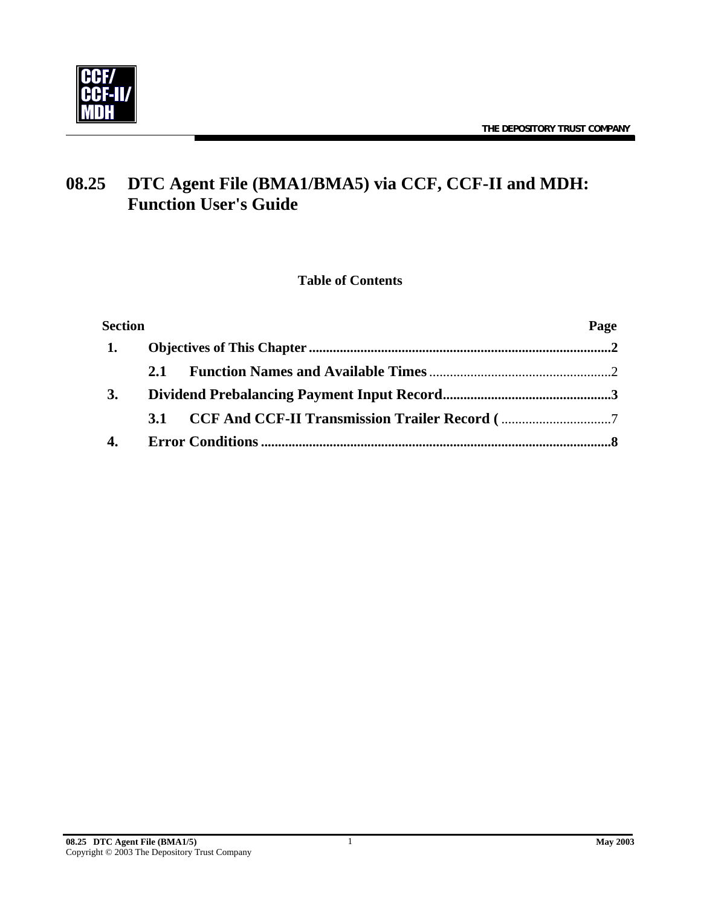# 08.25 DTC Agent File (BMA1/BMA5) via CCF, CCF-II and MDH: Function User's Guide

**Table of Contents**

| Section | | Page |
|---|---|---|
| **1.** | **Objectives of This Chapter** | **2** |
| | **2.1 Function Names and Available Times** | 2 |
| **3.** | **Dividend Prebalancing Payment Input Record** | **3** |
| | **3.1 CCF And CCF-II Transmission Trailer Record (** | 7 |
| **4.** | **Error Conditions** | **8** |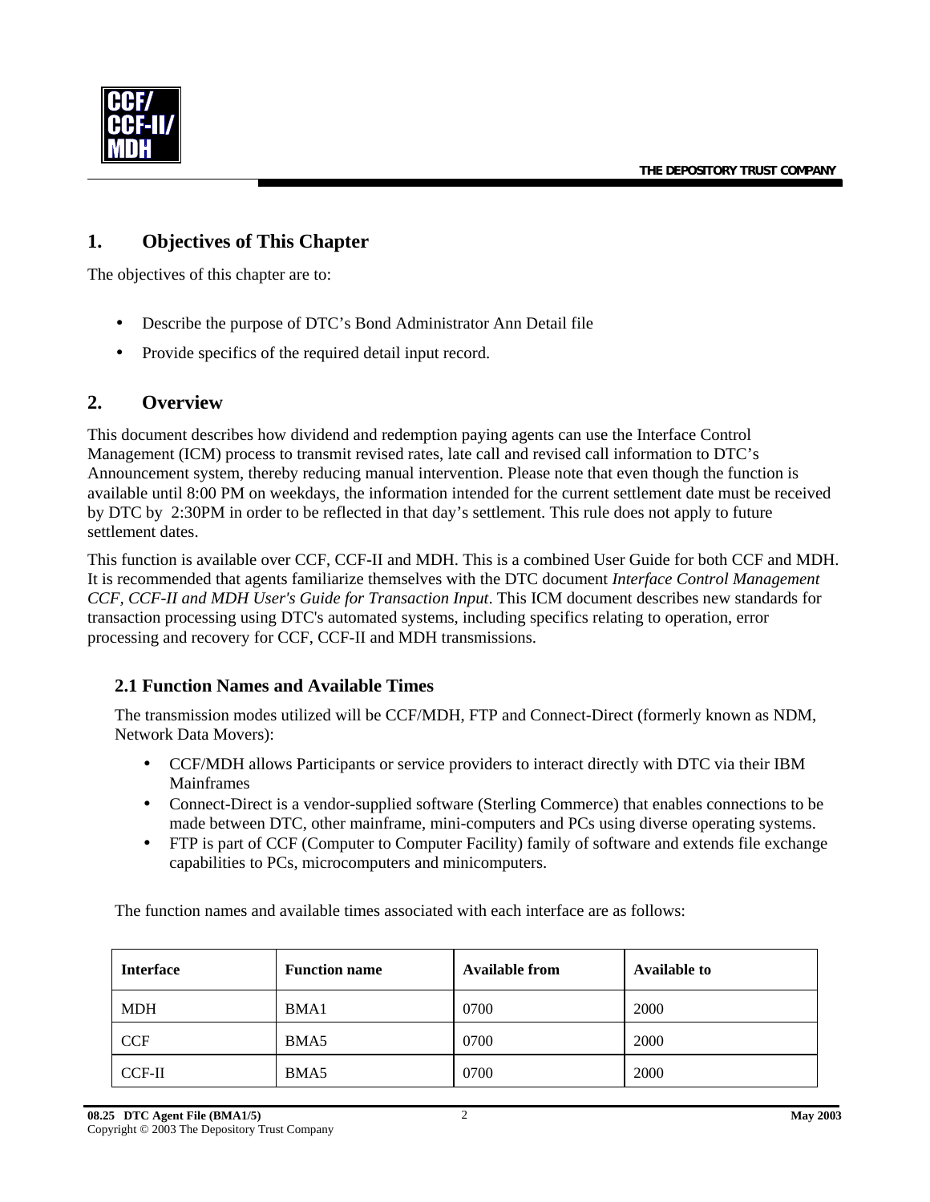## 1. Objectives of This Chapter

The objectives of this chapter are to:

- Describe the purpose of DTC's Bond Administrator Ann Detail file
- Provide specifics of the required detail input record.

## 2. Overview

This document describes how dividend and redemption paying agents can use the Interface Control Management (ICM) process to transmit revised rates, late call and revised call information to DTC's Announcement system, thereby reducing manual intervention. Please note that even though the function is available until 8:00 PM on weekdays, the information intended for the current settlement date must be received by DTC by 2:30PM in order to be reflected in that day's settlement. This rule does not apply to future settlement dates.

This function is available over CCF, CCF-II and MDH. This is a combined User Guide for both CCF and MDH. It is recommended that agents familiarize themselves with the DTC document *Interface Control Management CCF, CCF-II and MDH User's Guide for Transaction Input*. This ICM document describes new standards for transaction processing using DTC's automated systems, including specifics relating to operation, error processing and recovery for CCF, CCF-II and MDH transmissions.

### 2.1 Function Names and Available Times

The transmission modes utilized will be CCF/MDH, FTP and Connect-Direct (formerly known as NDM, Network Data Movers):

- CCF/MDH allows Participants or service providers to interact directly with DTC via their IBM Mainframes
- Connect-Direct is a vendor-supplied software (Sterling Commerce) that enables connections to be made between DTC, other mainframe, mini-computers and PCs using diverse operating systems.
- FTP is part of CCF (Computer to Computer Facility) family of software and extends file exchange capabilities to PCs, microcomputers and minicomputers.

The function names and available times associated with each interface are as follows:

| Interface | Function name | Available from | Available to |
|---|---|---|---|
| MDH | BMA1 | 0700 | 2000 |
| CCF | BMA5 | 0700 | 2000 |
| CCF-II | BMA5 | 0700 | 2000 |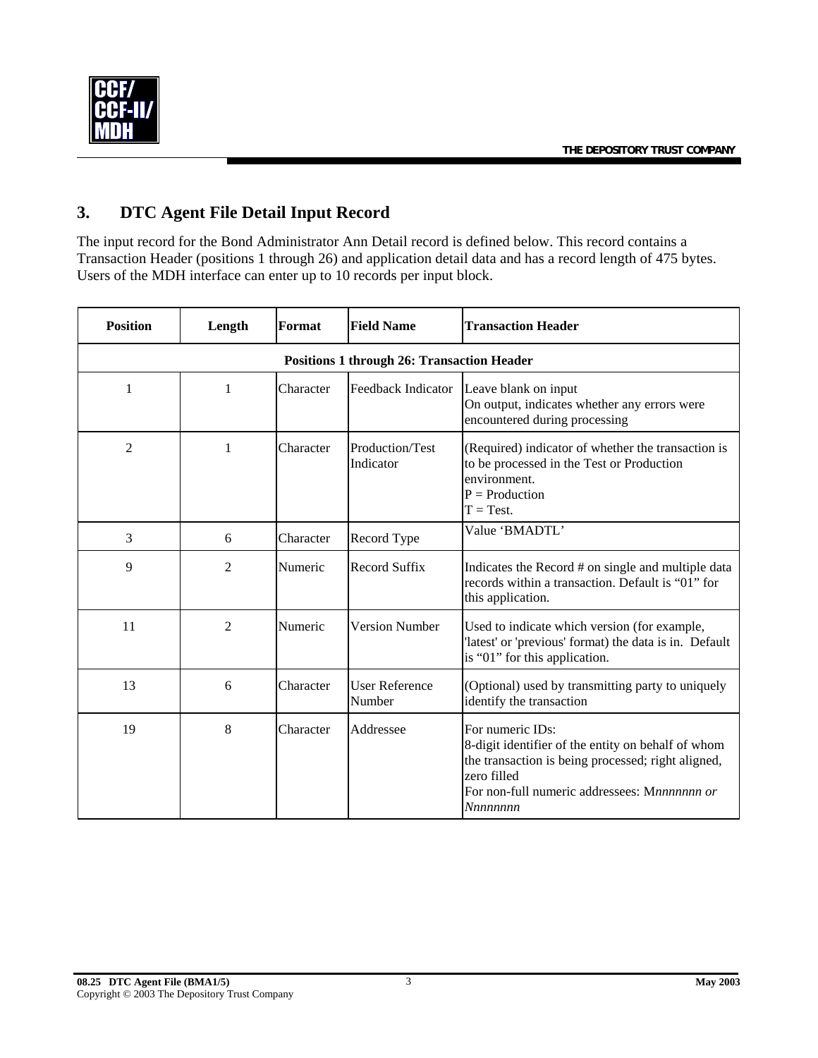## 3. DTC Agent File Detail Input Record

The input record for the Bond Administrator Ann Detail record is defined below. This record contains a Transaction Header (positions 1 through 26) and application detail data and has a record length of 475 bytes. Users of the MDH interface can enter up to 10 records per input block.

| Position | Length | Format | Field Name | Transaction Header |
|---|---|---|---|---|
| **Positions 1 through 26: Transaction Header** | | | | |
| 1 | 1 | Character | Feedback Indicator | Leave blank on input<br>On output, indicates whether any errors were encountered during processing |
| 2 | 1 | Character | Production/Test Indicator | (Required) indicator of whether the transaction is to be processed in the Test or Production environment.<br>P = Production<br>T = Test. |
| 3 | 6 | Character | Record Type | Value 'BMADTL' |
| 9 | 2 | Numeric | Record Suffix | Indicates the Record # on single and multiple data records within a transaction. Default is "01" for this application. |
| 11 | 2 | Numeric | Version Number | Used to indicate which version (for example, 'latest' or 'previous' format) the data is in. Default is "01" for this application. |
| 13 | 6 | Character | User Reference Number | (Optional) used by transmitting party to uniquely identify the transaction |
| 19 | 8 | Character | Addressee | For numeric IDs:<br>8-digit identifier of the entity on behalf of whom the transaction is being processed; right aligned, zero filled<br>For non-full numeric addressees: M*nnnnnnn or Nnnnnnnn* |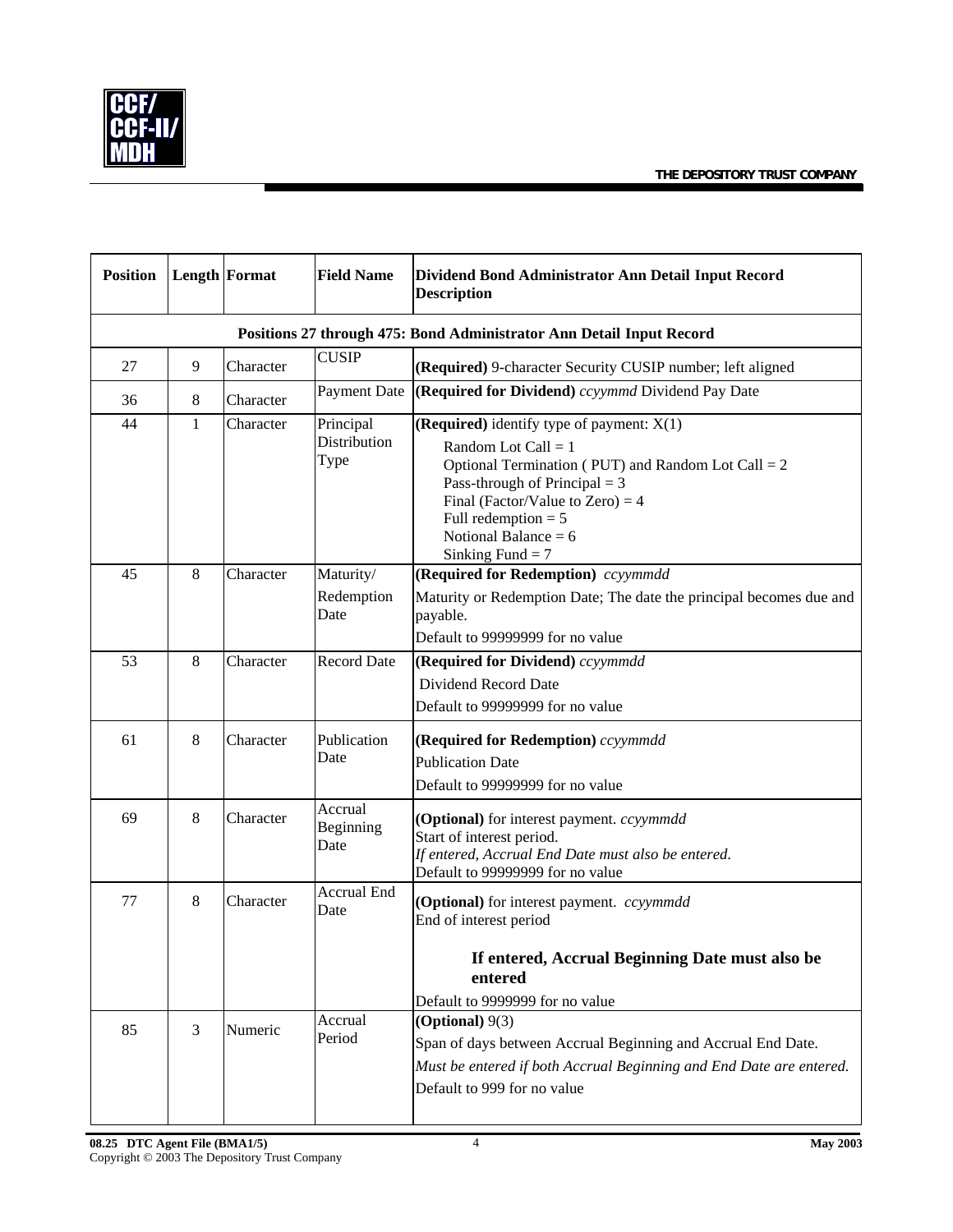| Position | Length | Format | Field Name | Dividend Bond Administrator Ann Detail Input Record Description |
|---|---|---|---|---|
| **Positions 27 through 475: Bond Administrator Ann Detail Input Record** | | | | |
| 27 | 9 | Character | CUSIP | **(Required)** 9-character Security CUSIP number; left aligned |
| 36 | 8 | Character | Payment Date | **(Required for Dividend)** *ccyymmd* Dividend Pay Date |
| 44 | 1 | Character | Principal Distribution Type | **(Required)** identify type of payment: X(1)<br>Random Lot Call = 1<br>Optional Termination ( PUT) and Random Lot Call = 2<br>Pass-through of Principal = 3<br>Final (Factor/Value to Zero) = 4<br>Full redemption = 5<br>Notional Balance = 6<br>Sinking Fund = 7 |
| 45 | 8 | Character | Maturity/ Redemption Date | **(Required for Redemption)** *ccyymmdd*<br>Maturity or Redemption Date; The date the principal becomes due and payable.<br>Default to 99999999 for no value |
| 53 | 8 | Character | Record Date | **(Required for Dividend)** *ccyymmdd*<br>Dividend Record Date<br>Default to 99999999 for no value |
| 61 | 8 | Character | Publication Date | **(Required for Redemption)** *ccyymmdd*<br>Publication Date<br>Default to 99999999 for no value |
| 69 | 8 | Character | Accrual Beginning Date | **(Optional)** for interest payment. *ccyymmdd*<br>Start of interest period.<br>*If entered, Accrual End Date must also be entered.*<br>Default to 99999999 for no value |
| 77 | 8 | Character | Accrual End Date | **(Optional)** for interest payment. *ccyymmdd*<br>End of interest period<br>**If entered, Accrual Beginning Date must also be entered**<br>Default to 9999999 for no value |
| 85 | 3 | Numeric | Accrual Period | **(Optional)** 9(3)<br>Span of days between Accrual Beginning and Accrual End Date.<br>*Must be entered if both Accrual Beginning and End Date are entered.*<br>Default to 999 for no value |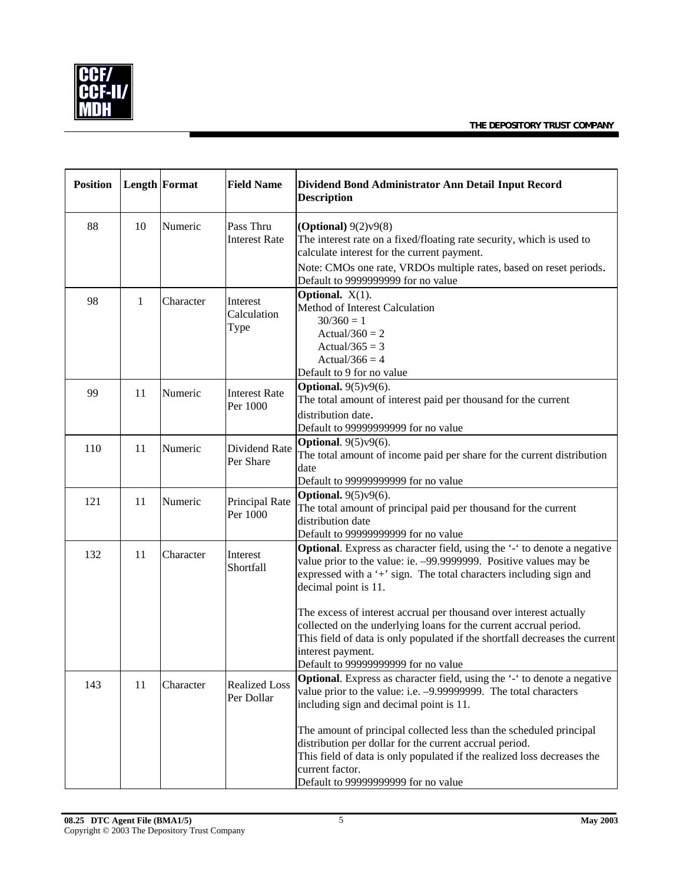| Position | Length | Format | Field Name | Dividend Bond Administrator Ann Detail Input Record Description |
|---|---|---|---|---|
| 88 | 10 | Numeric | Pass Thru Interest Rate | **(Optional)** 9(2)v9(8)<br>The interest rate on a fixed/floating rate security, which is used to calculate interest for the current payment.<br>Note: CMOs one rate, VRDOs multiple rates, based on reset periods.<br>Default to 9999999999 for no value |
| 98 | 1 | Character | Interest Calculation Type | **Optional.** X(1).<br>Method of Interest Calculation<br>30/360 = 1<br>Actual/360 = 2<br>Actual/365 = 3<br>Actual/366 = 4<br>Default to 9 for no value |
| 99 | 11 | Numeric | Interest Rate Per 1000 | **Optional.** 9(5)v9(6).<br>The total amount of interest paid per thousand for the current distribution date.<br>Default to 99999999999 for no value |
| 110 | 11 | Numeric | Dividend Rate Per Share | **Optional**. 9(5)v9(6).<br>The total amount of income paid per share for the current distribution date<br>Default to 99999999999 for no value |
| 121 | 11 | Numeric | Principal Rate Per 1000 | **Optional.** 9(5)v9(6).<br>The total amount of principal paid per thousand for the current distribution date<br>Default to 99999999999 for no value |
| 132 | 11 | Character | Interest Shortfall | **Optional**. Express as character field, using the '-' to denote a negative value prior to the value: ie. –99.9999999. Positive values may be expressed with a '+' sign. The total characters including sign and decimal point is 11.<br><br>The excess of interest accrual per thousand over interest actually collected on the underlying loans for the current accrual period.<br>This field of data is only populated if the shortfall decreases the current interest payment.<br>Default to 99999999999 for no value |
| 143 | 11 | Character | Realized Loss Per Dollar | **Optional**. Express as character field, using the '-' to denote a negative value prior to the value: i.e. –9.99999999. The total characters including sign and decimal point is 11.<br><br>The amount of principal collected less than the scheduled principal distribution per dollar for the current accrual period.<br>This field of data is only populated if the realized loss decreases the current factor.<br>Default to 99999999999 for no value |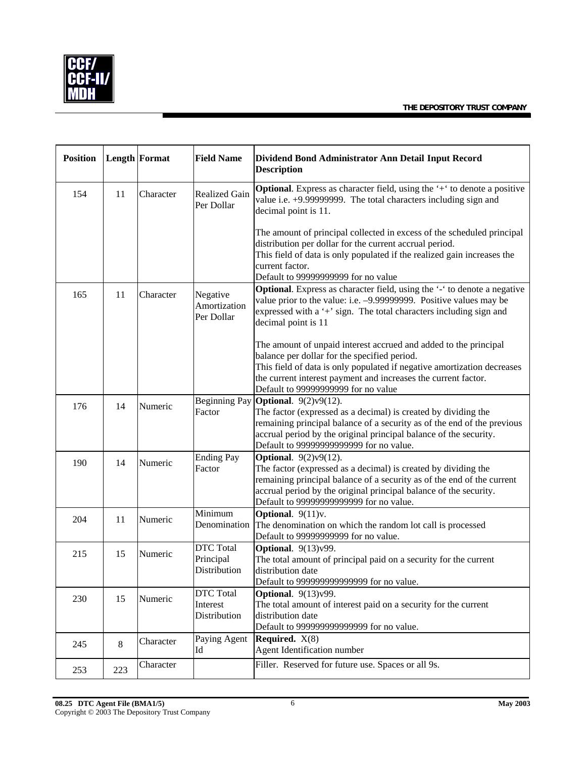| Position | Length | Format | Field Name | Dividend Bond Administrator Ann Detail Input Record Description |
|---|---|---|---|---|
| 154 | 11 | Character | Realized Gain Per Dollar | **Optional**. Express as character field, using the '+' to denote a positive value i.e. +9.99999999. The total characters including sign and decimal point is 11.<br><br>The amount of principal collected in excess of the scheduled principal distribution per dollar for the current accrual period.<br>This field of data is only populated if the realized gain increases the current factor.<br>Default to 99999999999 for no value |
| 165 | 11 | Character | Negative Amortization Per Dollar | **Optional**. Express as character field, using the '-' to denote a negative value prior to the value: i.e. –9.99999999. Positive values may be expressed with a '+' sign. The total characters including sign and decimal point is 11<br><br>The amount of unpaid interest accrued and added to the principal balance per dollar for the specified period.<br>This field of data is only populated if negative amortization decreases the current interest payment and increases the current factor.<br>Default to 99999999999 for no value |
| 176 | 14 | Numeric | Beginning Pay Factor | **Optional**. 9(2)v9(12).<br>The factor (expressed as a decimal) is created by dividing the remaining principal balance of a security as of the end of the previous accrual period by the original principal balance of the security.<br>Default to 99999999999999 for no value. |
| 190 | 14 | Numeric | Ending Pay Factor | **Optional**. 9(2)v9(12).<br>The factor (expressed as a decimal) is created by dividing the remaining principal balance of a security as of the end of the current accrual period by the original principal balance of the security.<br>Default to 99999999999999 for no value. |
| 204 | 11 | Numeric | Minimum Denomination | **Optional**. 9(11)v.<br>The denomination on which the random lot call is processed<br>Default to 99999999999 for no value. |
| 215 | 15 | Numeric | DTC Total Principal Distribution | **Optional**. 9(13)v99.<br>The total amount of principal paid on a security for the current distribution date<br>Default to 999999999999999 for no value. |
| 230 | 15 | Numeric | DTC Total Interest Distribution | **Optional**. 9(13)v99.<br>The total amount of interest paid on a security for the current distribution date<br>Default to 999999999999999 for no value. |
| 245 | 8 | Character | Paying Agent Id | **Required.** X(8)<br>Agent Identification number |
| 253 | 223 | Character | | Filler. Reserved for future use. Spaces or all 9s. |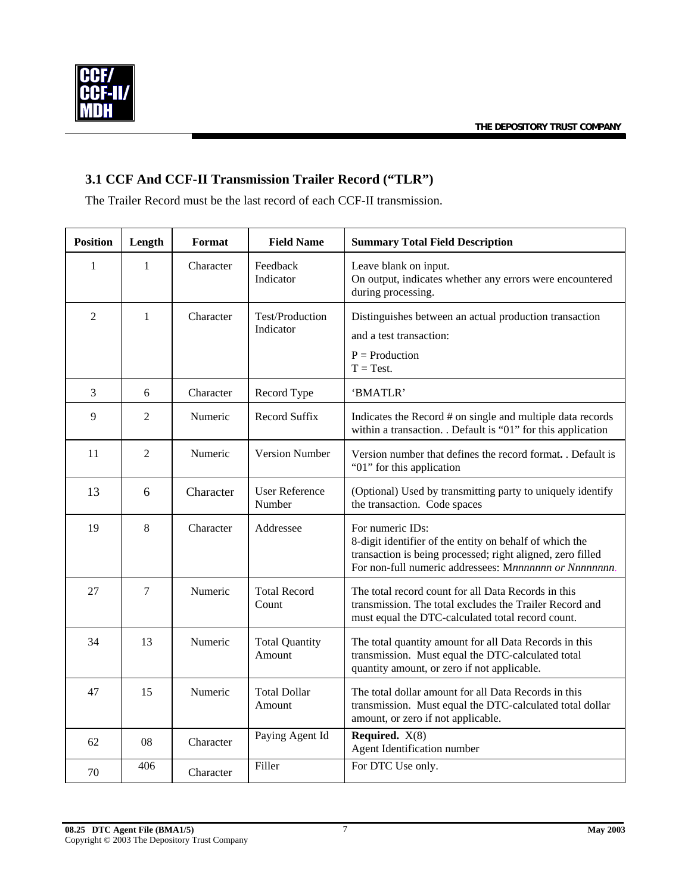### 3.1 CCF And CCF-II Transmission Trailer Record ("TLR")

The Trailer Record must be the last record of each CCF-II transmission.

| Position | Length | Format | Field Name | Summary Total Field Description |
|---|---|---|---|---|
| 1 | 1 | Character | Feedback Indicator | Leave blank on input.<br>On output, indicates whether any errors were encountered during processing. |
| 2 | 1 | Character | Test/Production Indicator | Distinguishes between an actual production transaction and a test transaction:<br>P = Production<br>T = Test. |
| 3 | 6 | Character | Record Type | 'BMATLR' |
| 9 | 2 | Numeric | Record Suffix | Indicates the Record # on single and multiple data records within a transaction. . Default is "01" for this application |
| 11 | 2 | Numeric | Version Number | Version number that defines the record format**.** . Default is "01" for this application |
| 13 | 6 | Character | User Reference Number | (Optional) Used by transmitting party to uniquely identify the transaction. Code spaces |
| 19 | 8 | Character | Addressee | For numeric IDs:<br>8-digit identifier of the entity on behalf of which the transaction is being processed; right aligned, zero filled<br>For non-full numeric addressees: M*nnnnnnn or Nnnnnnnn.* |
| 27 | 7 | Numeric | Total Record Count | The total record count for all Data Records in this transmission. The total excludes the Trailer Record and must equal the DTC-calculated total record count. |
| 34 | 13 | Numeric | Total Quantity Amount | The total quantity amount for all Data Records in this transmission. Must equal the DTC-calculated total quantity amount, or zero if not applicable. |
| 47 | 15 | Numeric | Total Dollar Amount | The total dollar amount for all Data Records in this transmission. Must equal the DTC-calculated total dollar amount, or zero if not applicable. |
| 62 | 08 | Character | Paying Agent Id | **Required.** X(8)<br>Agent Identification number |
| 70 | 406 | Character | Filler | For DTC Use only. |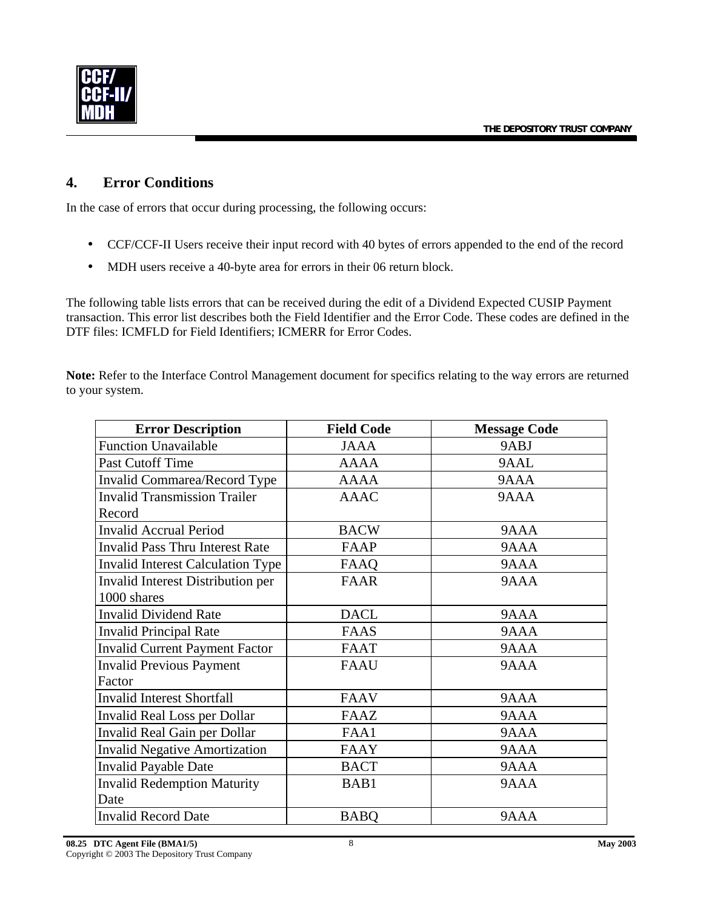## 4. Error Conditions

In the case of errors that occur during processing, the following occurs:

- CCF/CCF-II Users receive their input record with 40 bytes of errors appended to the end of the record
- MDH users receive a 40-byte area for errors in their 06 return block.

The following table lists errors that can be received during the edit of a Dividend Expected CUSIP Payment transaction. This error list describes both the Field Identifier and the Error Code. These codes are defined in the DTF files: ICMFLD for Field Identifiers; ICMERR for Error Codes.

**Note:** Refer to the Interface Control Management document for specifics relating to the way errors are returned to your system.

| Error Description | Field Code | Message Code |
|---|---|---|
| Function Unavailable | JAAA | 9ABJ |
| Past Cutoff Time | AAAA | 9AAL |
| Invalid Commarea/Record Type | AAAA | 9AAA |
| Invalid Transmission Trailer Record | AAAC | 9AAA |
| Invalid Accrual Period | BACW | 9AAA |
| Invalid Pass Thru Interest Rate | FAAP | 9AAA |
| Invalid Interest Calculation Type | FAAQ | 9AAA |
| Invalid Interest Distribution per 1000 shares | FAAR | 9AAA |
| Invalid Dividend Rate | DACL | 9AAA |
| Invalid Principal Rate | FAAS | 9AAA |
| Invalid Current Payment Factor | FAAT | 9AAA |
| Invalid Previous Payment Factor | FAAU | 9AAA |
| Invalid Interest Shortfall | FAAV | 9AAA |
| Invalid Real Loss per Dollar | FAAZ | 9AAA |
| Invalid Real Gain per Dollar | FAA1 | 9AAA |
| Invalid Negative Amortization | FAAY | 9AAA |
| Invalid Payable Date | BACT | 9AAA |
| Invalid Redemption Maturity Date | BAB1 | 9AAA |
| Invalid Record Date | BABQ | 9AAA |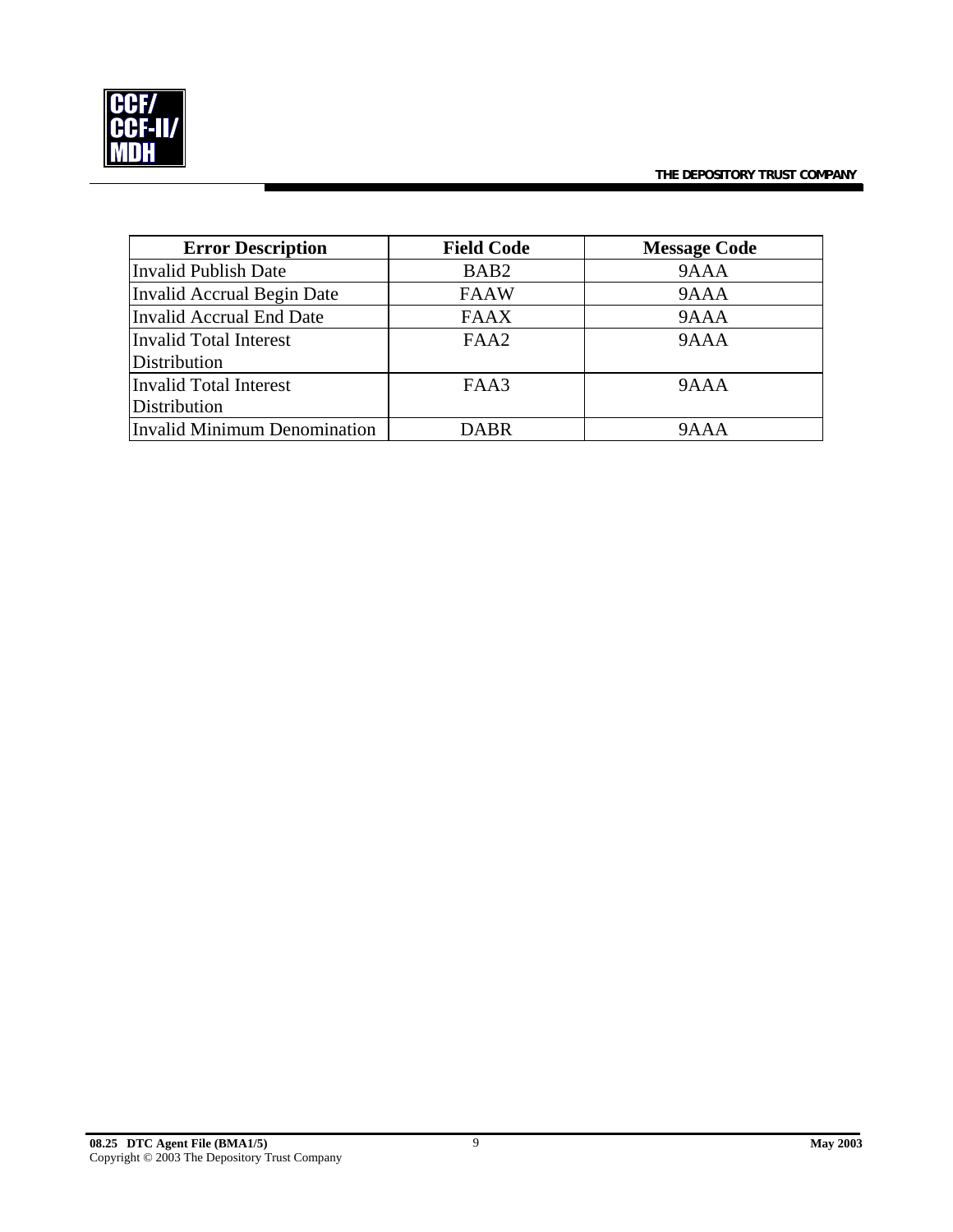| Error Description | Field Code | Message Code |
|---|---|---|
| Invalid Publish Date | BAB2 | 9AAA |
| Invalid Accrual Begin Date | FAAW | 9AAA |
| Invalid Accrual End Date | FAAX | 9AAA |
| Invalid Total Interest Distribution | FAA2 | 9AAA |
| Invalid Total Interest Distribution | FAA3 | 9AAA |
| Invalid Minimum Denomination | DABR | 9AAA |